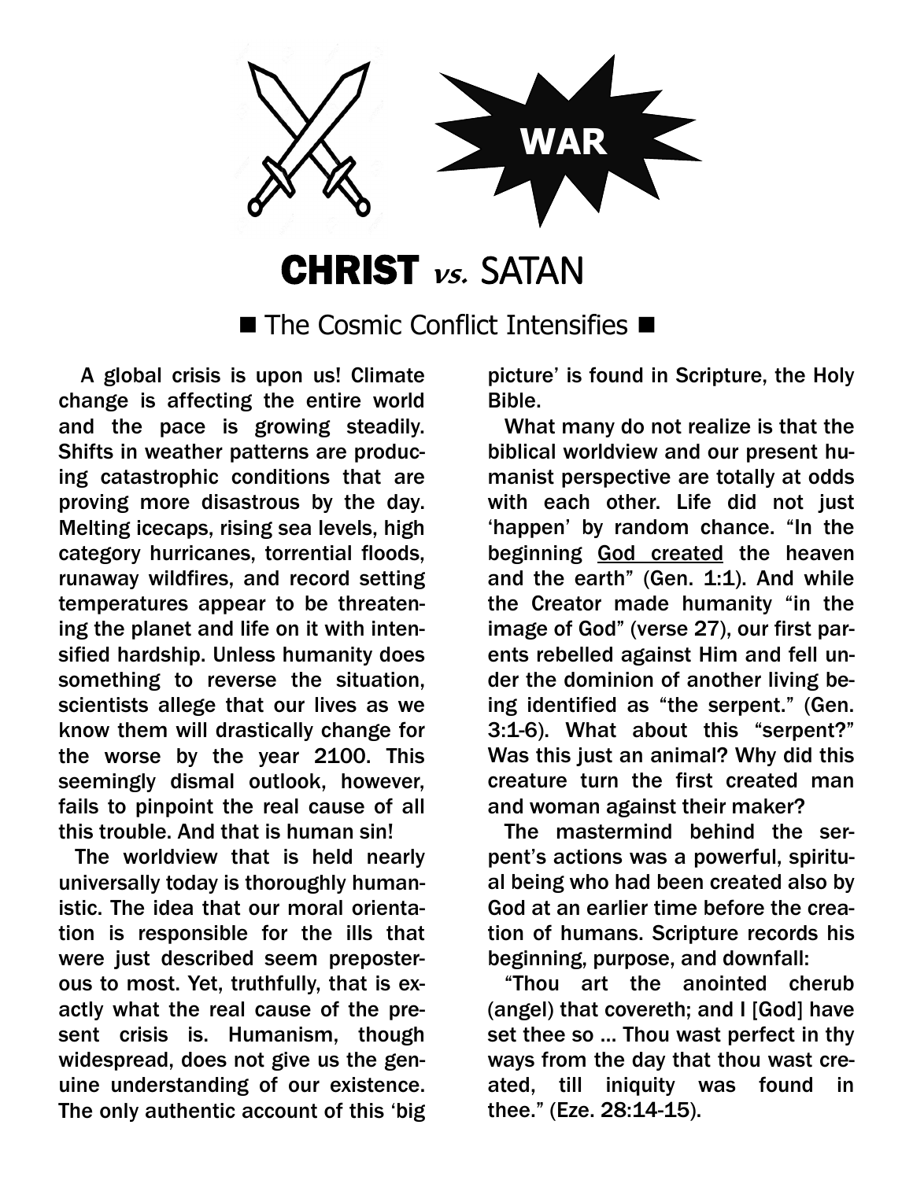WAR

# CHRIST *vs.* SATAN

■ The Cosmic Conflict Intensifies ■

A global crisis is upon us! Climate change is affecting the entire world and the pace is growing steadily. Shifts in weather patterns are producing catastrophic conditions that are proving more disastrous by the day. Melting icecaps, rising sea levels, high category hurricanes, torrential floods, runaway wildfires, and record setting temperatures appear to be threatening the planet and life on it with intensified hardship. Unless humanity does something to reverse the situation, scientists allege that our lives as we know them will drastically change for the worse by the year 2100. This seemingly dismal outlook, however, fails to pinpoint the real cause of all this trouble. And that is human sin!

The worldview that is held nearly universally today is thoroughly humanistic. The idea that our moral orientation is responsible for the ills that were just described seem preposterous to most. Yet, truthfully, that is exactly what the real cause of the present crisis is. Humanism, though widespread, does not give us the genuine understanding of our existence. The only authentic account of this 'big picture' is found in Scripture, the Holy Bible.

What many do not realize is that the biblical worldview and our present humanist perspective are totally at odds with each other. Life did not just 'happen' by random chance. "In the beginning <u>God created</u> the heaven and the earth" (Gen. 1:1). And while the Creator made humanity "in the image of God" (verse 27), our first parents rebelled against Him and fell under the dominion of another living being identified as "the serpent." (Gen. 3:1-6). What about this "serpent?" Was this just an animal? Why did this creature turn the first created man and woman against their maker?

The mastermind behind the serpent's actions was a powerful, spiritual being who had been created also by God at an earlier time before the creation of humans. Scripture records his beginning, purpose, and downfall:

"Thou art the anointed cherub (angel) that covereth; and I [God] have set thee so ... Thou wast perfect in thy ways from the day that thou wast created, till iniquity was found in thee." (Eze. 28:14-15).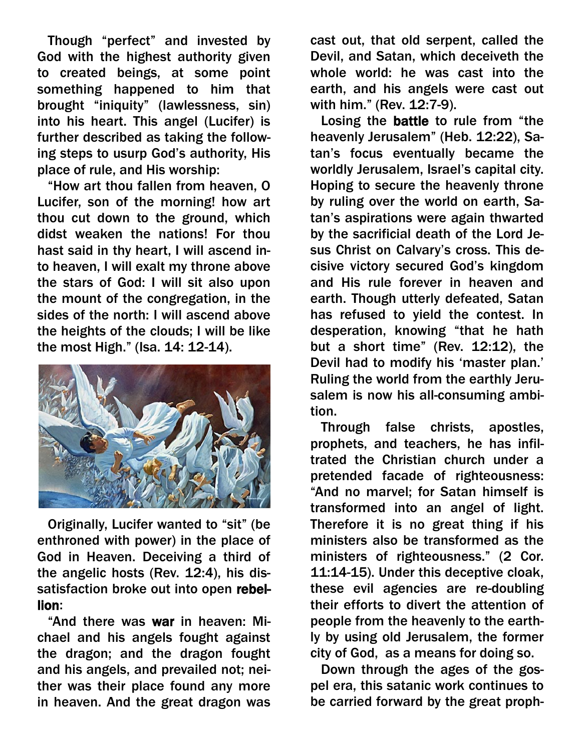Though "perfect" and invested by God with the highest authority given to created beings, at some point something happened to him that brought "iniquity" (lawlessness, sin) into his heart. This angel (Lucifer) is further described as taking the following steps to usurp God's authority, His place of rule, and His worship:

"How art thou fallen from heaven, O Lucifer, son of the morning! how art thou cut down to the ground, which didst weaken the nations! For thou hast said in thy heart, I will ascend into heaven, I will exalt my throne above the stars of God: I will sit also upon the mount of the congregation, in the sides of the north: I will ascend above the heights of the clouds; I will be like the most High." (Isa. 14: 12-14).

Originally, Lucifer wanted to "sit" (be enthroned with power) in the place of God in Heaven. Deceiving a third of the angelic hosts (Rev. 12:4), his dissatisfaction broke out into open **rebellion**:

"And there was **war** in heaven: Michael and his angels fought against the dragon; and the dragon fought and his angels, and prevailed not; neither was their place found any more in heaven. And the great dragon was cast out, that old serpent, called the Devil, and Satan, which deceiveth the whole world: he was cast into the earth, and his angels were cast out with him." (Rev. 12:7-9).

Losing the **battle** to rule from "the heavenly Jerusalem" (Heb. 12:22), Satan's focus eventually became the worldly Jerusalem, Israel's capital city. Hoping to secure the heavenly throne by ruling over the world on earth, Satan's aspirations were again thwarted by the sacrificial death of the Lord Jesus Christ on Calvary's cross. This decisive victory secured God's kingdom and His rule forever in heaven and earth. Though utterly defeated, Satan has refused to yield the contest. In desperation, knowing "that he hath but a short time" (Rev. 12:12), the Devil had to modify his 'master plan.' Ruling the world from the earthly Jerusalem is now his all-consuming ambition.

Through false christs, apostles, prophets, and teachers, he has infiltrated the Christian church under a pretended facade of righteousness: "And no marvel; for Satan himself is transformed into an angel of light. Therefore it is no great thing if his ministers also be transformed as the ministers of righteousness." (2 Cor. 11:14-15). Under this deceptive cloak, these evil agencies are re-doubling their efforts to divert the attention of people from the heavenly to the earthly by using old Jerusalem, the former city of God, as a means for doing so.

Down through the ages of the gospel era, this satanic work continues to be carried forward by the great proph-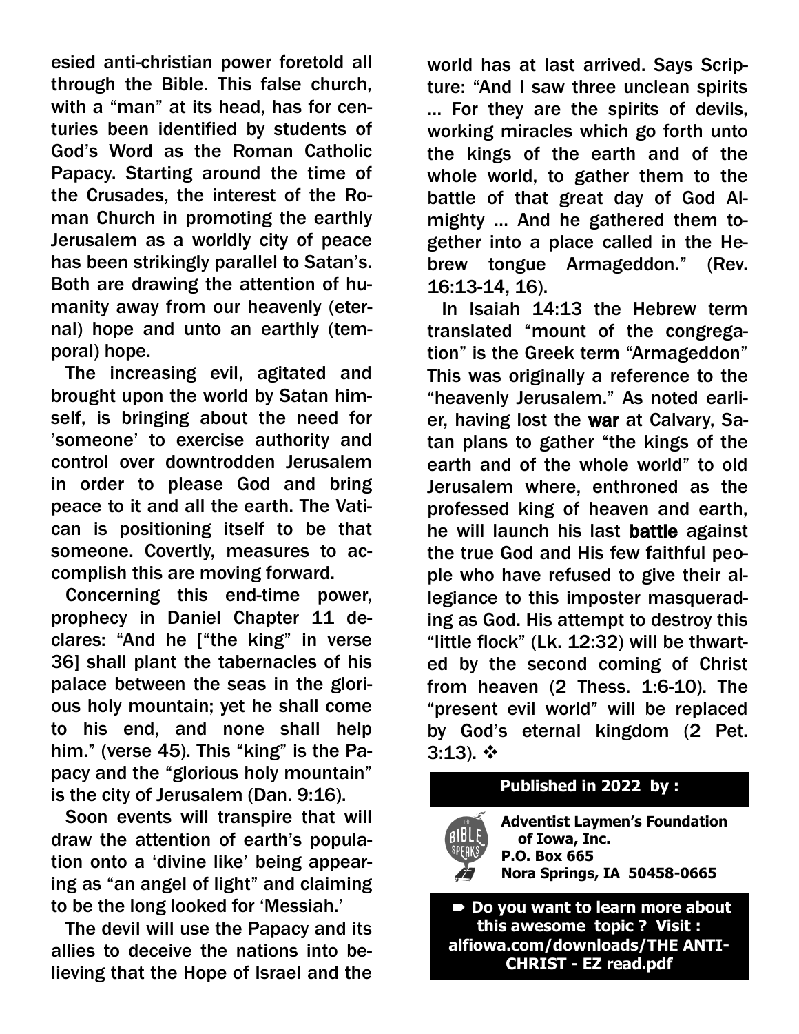esied anti-christian power foretold all through the Bible. This false church, with a "man" at its head, has for centuries been identified by students of God's Word as the Roman Catholic Papacy. Starting around the time of the Crusades, the interest of the Roman Church in promoting the earthly Jerusalem as a worldly city of peace has been strikingly parallel to Satan's. Both are drawing the attention of humanity away from our heavenly (eternal) hope and unto an earthly (temporal) hope.

The increasing evil, agitated and brought upon the world by Satan himself, is bringing about the need for 'someone' to exercise authority and control over downtrodden Jerusalem in order to please God and bring peace to it and all the earth. The Vatican is positioning itself to be that someone. Covertly, measures to accomplish this are moving forward.

Concerning this end-time power, prophecy in Daniel Chapter 11 declares: "And he ["the king" in verse 36] shall plant the tabernacles of his palace between the seas in the glorious holy mountain; yet he shall come to his end, and none shall help him." (verse 45). This "king" is the Papacy and the "glorious holy mountain" is the city of Jerusalem (Dan. 9:16).

Soon events will transpire that will draw the attention of earth's population onto a 'divine like' being appearing as "an angel of light" and claiming to be the long looked for 'Messiah.'

The devil will use the Papacy and its allies to deceive the nations into believing that the Hope of Israel and the world has at last arrived. Says Scripture: "And I saw three unclean spirits … For they are the spirits of devils, working miracles which go forth unto the kings of the earth and of the whole world, to gather them to the battle of that great day of God Almighty … And he gathered them together into a place called in the Hebrew tongue Armageddon." (Rev. 16:13-14, 16).

In Isaiah 14:13 the Hebrew term translated "mount of the congregation" is the Greek term "Armageddon" This was originally a reference to the "heavenly Jerusalem." As noted earlier, having lost the **war** at Calvary, Satan plans to gather "the kings of the earth and of the whole world" to old Jerusalem where, enthroned as the professed king of heaven and earth, he will launch his last **battle** against the true God and His few faithful people who have refused to give their allegiance to this imposter masquerading as God. His attempt to destroy this "little flock" (Lk. 12:32) will be thwarted by the second coming of Christ from heaven (2 Thess. 1:6-10). The "present evil world" will be replaced by God's eternal kingdom (2 Pet. 3:13). ❖

**Published in 2022 by :**

**Adventist Laymen's Foundation of Iowa, Inc.**
**P.O. Box 665**
**Nora Springs, IA 50458-0665**

**➨ Do you want to learn more about this awesome topic ? Visit : alfiowa.com/downloads/THE ANTI-CHRIST - EZ read.pdf**